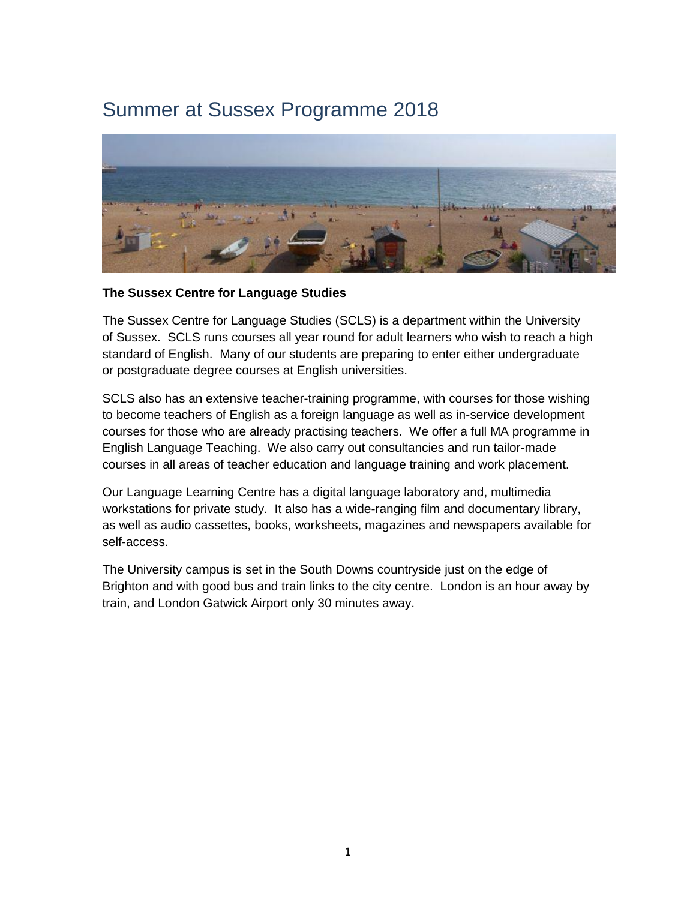# Summer at Sussex Programme 2018

**The Sussex Centre for Language Studies**

The Sussex Centre for Language Studies (SCLS) is a department within the University of Sussex. SCLS runs courses all year round for adult learners who wish to reach a high standard of English. Many of our students are preparing to enter either undergraduate or postgraduate degree courses at English universities.

SCLS also has an extensive teacher-training programme, with courses for those wishing to become teachers of English as a foreign language as well as in-service development courses for those who are already practising teachers. We offer a full MA programme in English Language Teaching. We also carry out consultancies and run tailor-made courses in all areas of teacher education and language training and work placement.

Our Language Learning Centre has a digital language laboratory and, multimedia workstations for private study. It also has a wide-ranging film and documentary library, as well as audio cassettes, books, worksheets, magazines and newspapers available for self-access.

The University campus is set in the South Downs countryside just on the edge of Brighton and with good bus and train links to the city centre. London is an hour away by train, and London Gatwick Airport only 30 minutes away.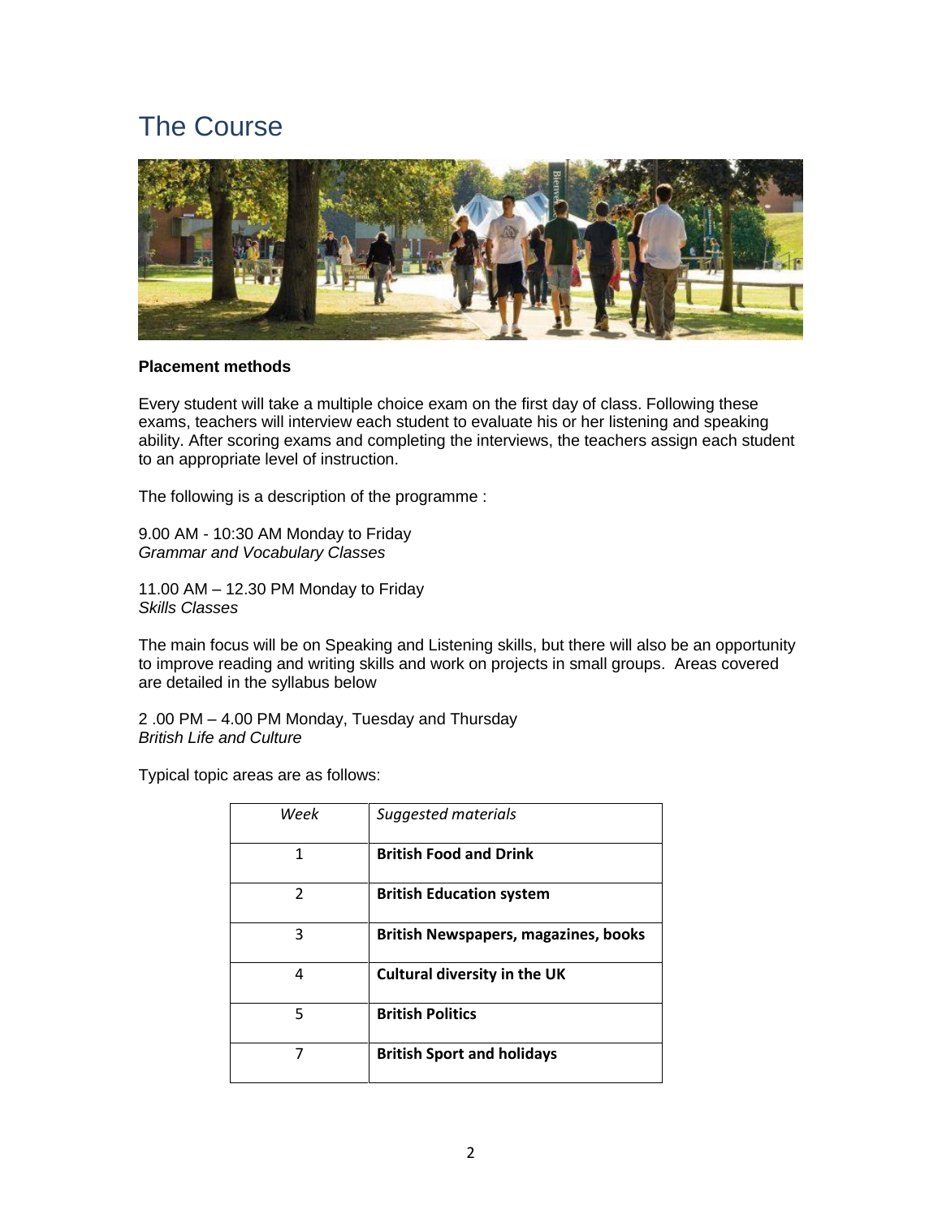# The Course

**Placement methods**

Every student will take a multiple choice exam on the first day of class. Following these exams, teachers will interview each student to evaluate his or her listening and speaking ability. After scoring exams and completing the interviews, the teachers assign each student to an appropriate level of instruction.

The following is a description of the programme :

9.00 AM - 10:30 AM Monday to Friday
*Grammar and Vocabulary Classes*

11.00 AM – 12.30 PM Monday to Friday
*Skills Classes*

The main focus will be on Speaking and Listening skills, but there will also be an opportunity to improve reading and writing skills and work on projects in small groups. Areas covered are detailed in the syllabus below

2 .00 PM – 4.00 PM Monday, Tuesday and Thursday
*British Life and Culture*

Typical topic areas are as follows:

| *Week* | *Suggested materials* |
|---|---|
| 1 | **British Food and Drink** |
| 2 | **British Education system** |
| 3 | **British Newspapers, magazines, books** |
| 4 | **Cultural diversity in the UK** |
| 5 | **British Politics** |
| 7 | **British Sport and holidays** |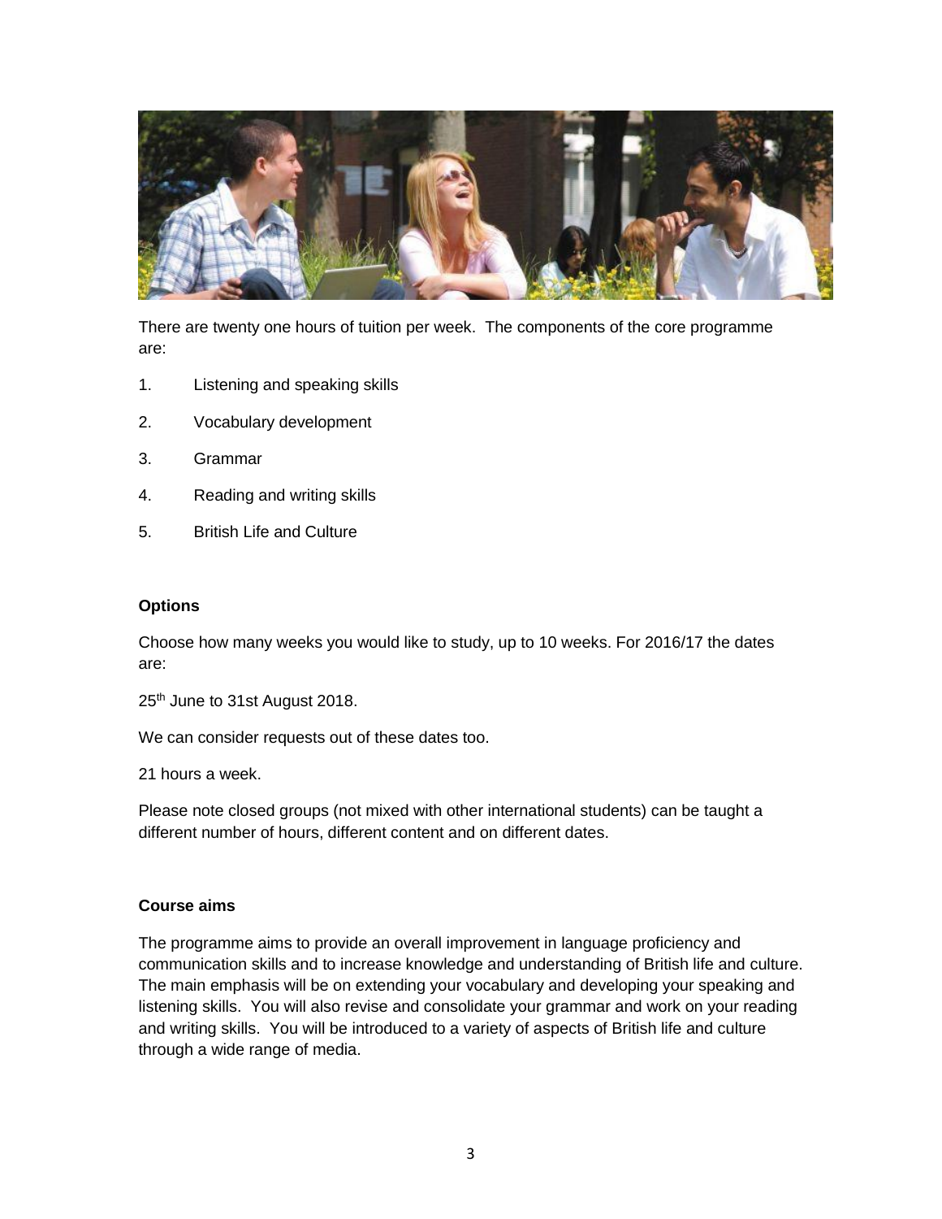There are twenty one hours of tuition per week. The components of the core programme are:

1. Listening and speaking skills
2. Vocabulary development
3. Grammar
4. Reading and writing skills
5. British Life and Culture

**Options**

Choose how many weeks you would like to study, up to 10 weeks. For 2016/17 the dates are:

25th June to 31st August 2018.

We can consider requests out of these dates too.

21 hours a week.

Please note closed groups (not mixed with other international students) can be taught a different number of hours, different content and on different dates.

**Course aims**

The programme aims to provide an overall improvement in language proficiency and communication skills and to increase knowledge and understanding of British life and culture. The main emphasis will be on extending your vocabulary and developing your speaking and listening skills. You will also revise and consolidate your grammar and work on your reading and writing skills. You will be introduced to a variety of aspects of British life and culture through a wide range of media.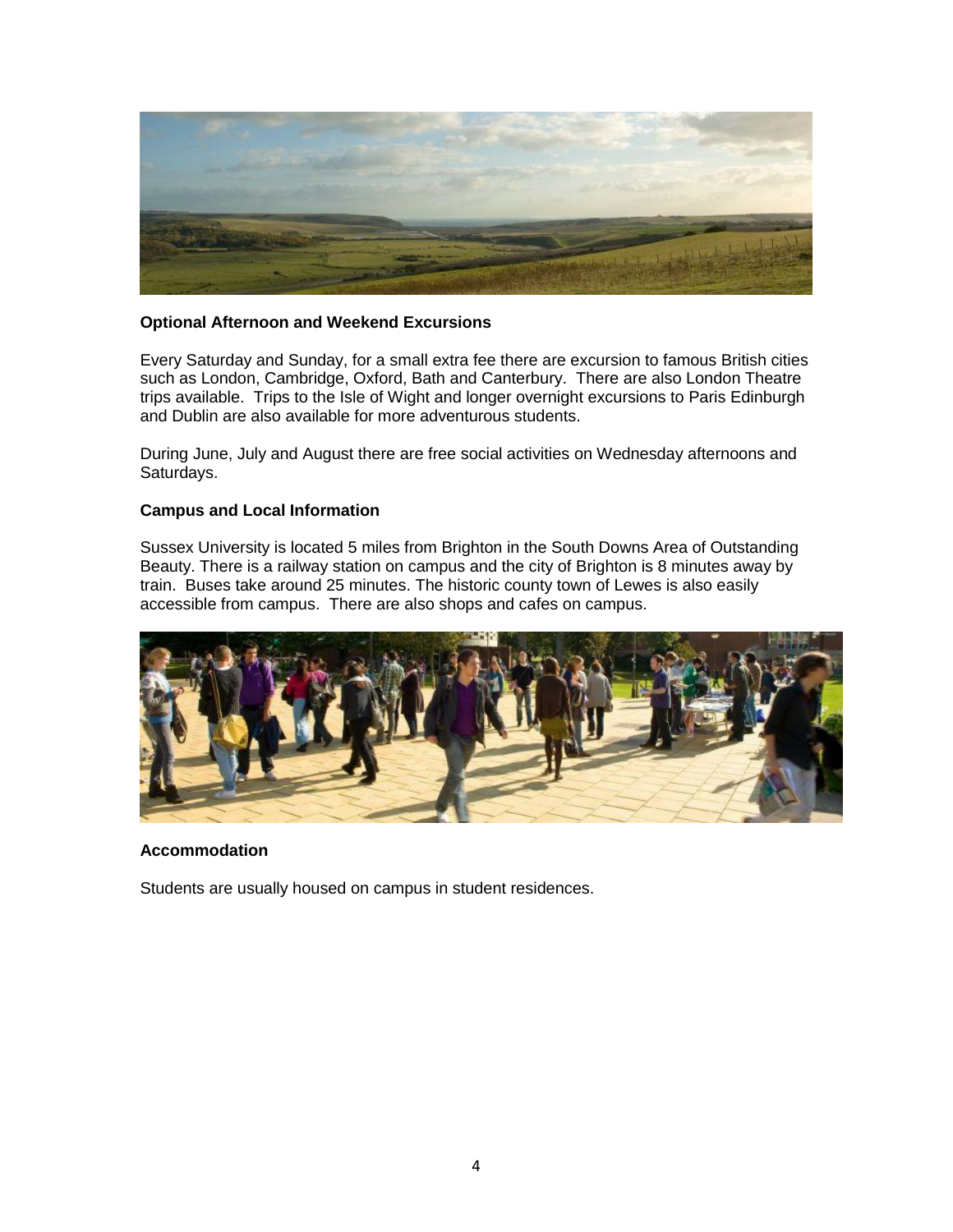**Optional Afternoon and Weekend Excursions**

Every Saturday and Sunday, for a small extra fee there are excursion to famous British cities such as London, Cambridge, Oxford, Bath and Canterbury. There are also London Theatre trips available. Trips to the Isle of Wight and longer overnight excursions to Paris Edinburgh and Dublin are also available for more adventurous students.

During June, July and August there are free social activities on Wednesday afternoons and Saturdays.

**Campus and Local Information**

Sussex University is located 5 miles from Brighton in the South Downs Area of Outstanding Beauty. There is a railway station on campus and the city of Brighton is 8 minutes away by train. Buses take around 25 minutes. The historic county town of Lewes is also easily accessible from campus. There are also shops and cafes on campus.

**Accommodation**

Students are usually housed on campus in student residences.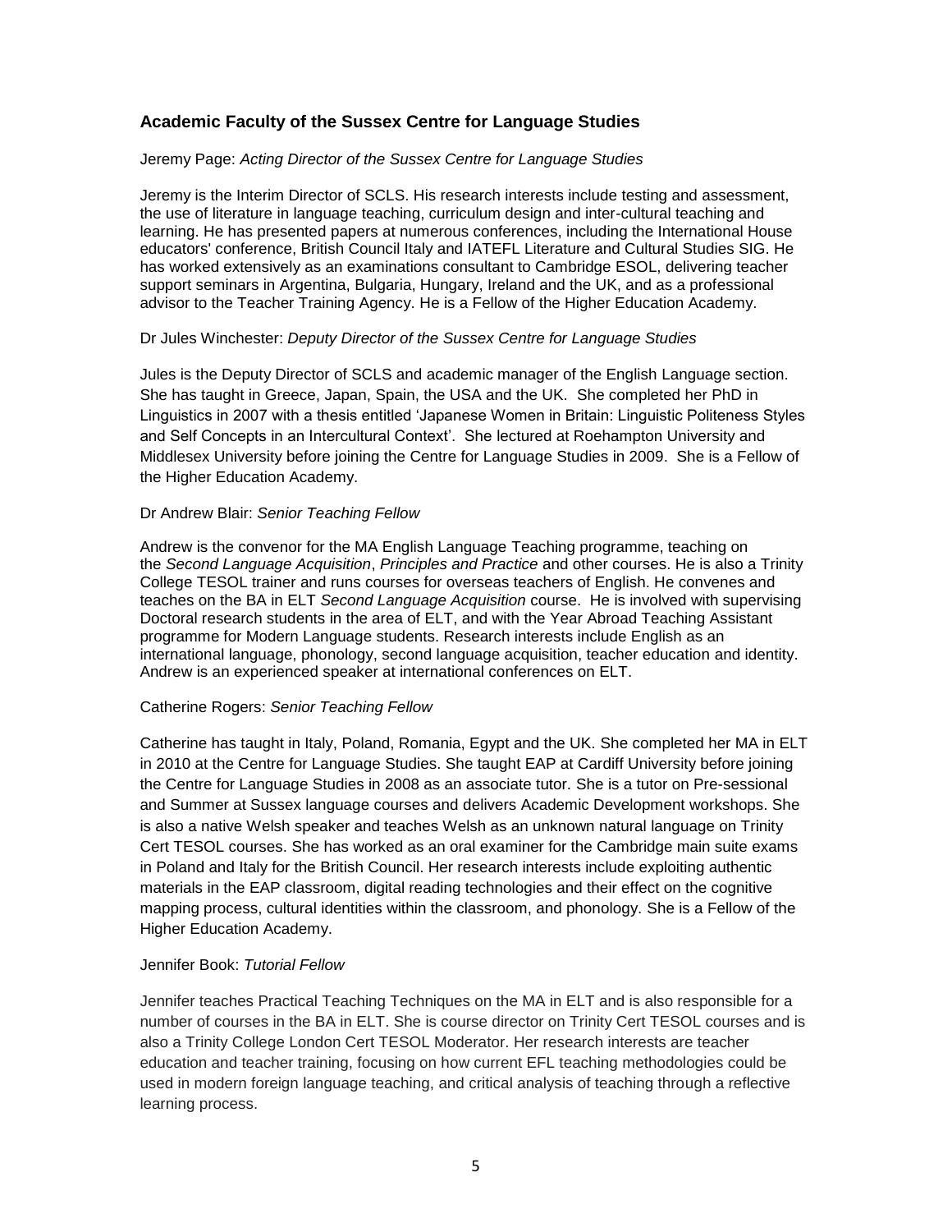## Academic Faculty of the Sussex Centre for Language Studies

Jeremy Page: *Acting Director of the Sussex Centre for Language Studies*

Jeremy is the Interim Director of SCLS. His research interests include testing and assessment, the use of literature in language teaching, curriculum design and inter-cultural teaching and learning. He has presented papers at numerous conferences, including the International House educators' conference, British Council Italy and IATEFL Literature and Cultural Studies SIG. He has worked extensively as an examinations consultant to Cambridge ESOL, delivering teacher support seminars in Argentina, Bulgaria, Hungary, Ireland and the UK, and as a professional advisor to the Teacher Training Agency. He is a Fellow of the Higher Education Academy.

Dr Jules Winchester: *Deputy Director of the Sussex Centre for Language Studies*

Jules is the Deputy Director of SCLS and academic manager of the English Language section. She has taught in Greece, Japan, Spain, the USA and the UK. She completed her PhD in Linguistics in 2007 with a thesis entitled 'Japanese Women in Britain: Linguistic Politeness Styles and Self Concepts in an Intercultural Context'. She lectured at Roehampton University and Middlesex University before joining the Centre for Language Studies in 2009. She is a Fellow of the Higher Education Academy.

Dr Andrew Blair: *Senior Teaching Fellow*

Andrew is the convenor for the MA English Language Teaching programme, teaching on the *Second Language Acquisition*, *Principles and Practice* and other courses. He is also a Trinity College TESOL trainer and runs courses for overseas teachers of English. He convenes and teaches on the BA in ELT *Second Language Acquisition* course. He is involved with supervising Doctoral research students in the area of ELT, and with the Year Abroad Teaching Assistant programme for Modern Language students. Research interests include English as an international language, phonology, second language acquisition, teacher education and identity. Andrew is an experienced speaker at international conferences on ELT.

Catherine Rogers: *Senior Teaching Fellow*

Catherine has taught in Italy, Poland, Romania, Egypt and the UK. She completed her MA in ELT in 2010 at the Centre for Language Studies. She taught EAP at Cardiff University before joining the Centre for Language Studies in 2008 as an associate tutor. She is a tutor on Pre-sessional and Summer at Sussex language courses and delivers Academic Development workshops. She is also a native Welsh speaker and teaches Welsh as an unknown natural language on Trinity Cert TESOL courses. She has worked as an oral examiner for the Cambridge main suite exams in Poland and Italy for the British Council. Her research interests include exploiting authentic materials in the EAP classroom, digital reading technologies and their effect on the cognitive mapping process, cultural identities within the classroom, and phonology. She is a Fellow of the Higher Education Academy.

Jennifer Book: *Tutorial Fellow*

Jennifer teaches Practical Teaching Techniques on the MA in ELT and is also responsible for a number of courses in the BA in ELT. She is course director on Trinity Cert TESOL courses and is also a Trinity College London Cert TESOL Moderator. Her research interests are teacher education and teacher training, focusing on how current EFL teaching methodologies could be used in modern foreign language teaching, and critical analysis of teaching through a reflective learning process.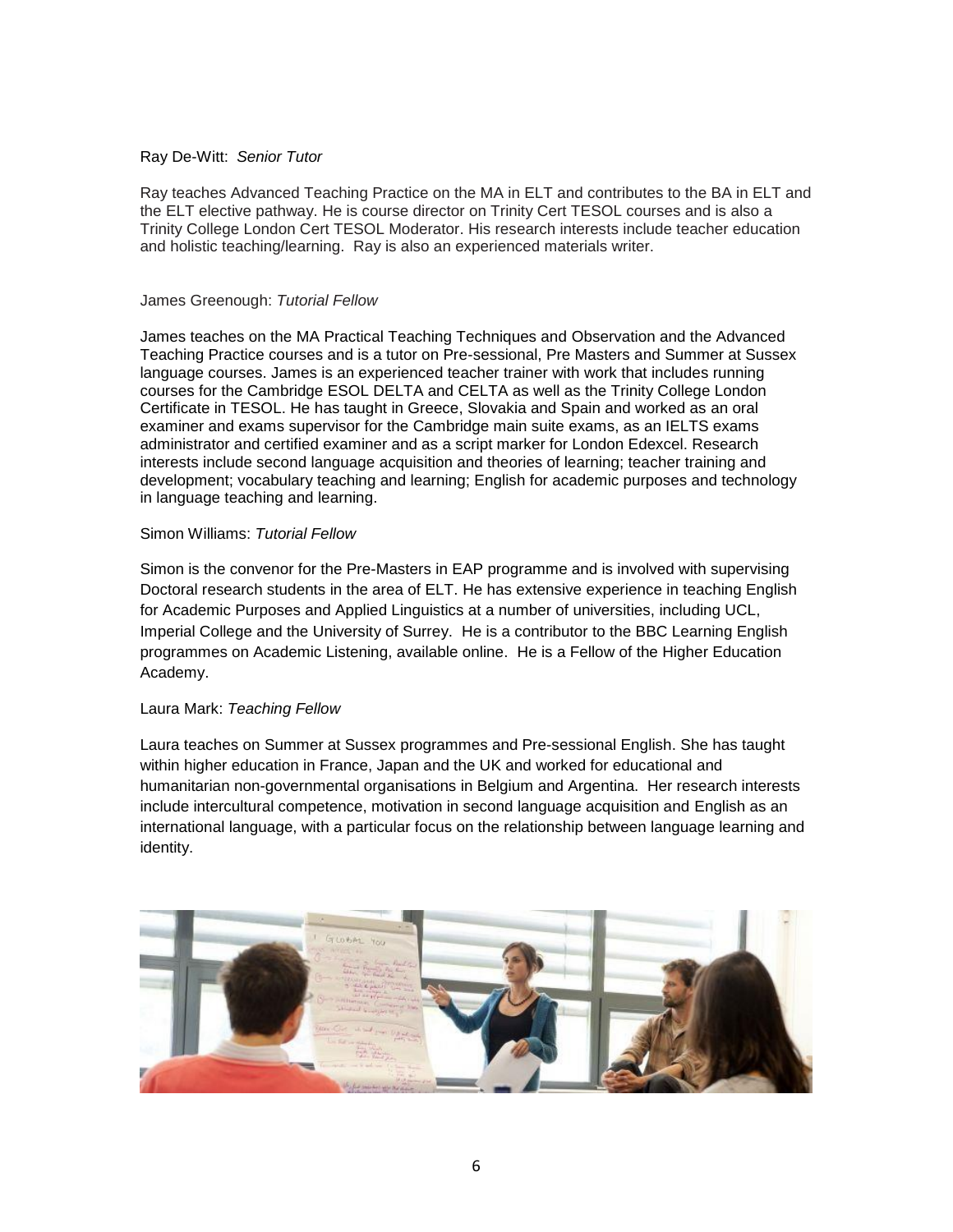Ray De-Witt: *Senior Tutor*

Ray teaches Advanced Teaching Practice on the MA in ELT and contributes to the BA in ELT and the ELT elective pathway. He is course director on Trinity Cert TESOL courses and is also a Trinity College London Cert TESOL Moderator. His research interests include teacher education and holistic teaching/learning. Ray is also an experienced materials writer.

James Greenough: *Tutorial Fellow*

James teaches on the MA Practical Teaching Techniques and Observation and the Advanced Teaching Practice courses and is a tutor on Pre-sessional, Pre Masters and Summer at Sussex language courses. James is an experienced teacher trainer with work that includes running courses for the Cambridge ESOL DELTA and CELTA as well as the Trinity College London Certificate in TESOL. He has taught in Greece, Slovakia and Spain and worked as an oral examiner and exams supervisor for the Cambridge main suite exams, as an IELTS exams administrator and certified examiner and as a script marker for London Edexcel. Research interests include second language acquisition and theories of learning; teacher training and development; vocabulary teaching and learning; English for academic purposes and technology in language teaching and learning.

Simon Williams: *Tutorial Fellow*

Simon is the convenor for the Pre-Masters in EAP programme and is involved with supervising Doctoral research students in the area of ELT. He has extensive experience in teaching English for Academic Purposes and Applied Linguistics at a number of universities, including UCL, Imperial College and the University of Surrey. He is a contributor to the BBC Learning English programmes on Academic Listening, available online. He is a Fellow of the Higher Education Academy.

Laura Mark: *Teaching Fellow*

Laura teaches on Summer at Sussex programmes and Pre-sessional English. She has taught within higher education in France, Japan and the UK and worked for educational and humanitarian non-governmental organisations in Belgium and Argentina. Her research interests include intercultural competence, motivation in second language acquisition and English as an international language, with a particular focus on the relationship between language learning and identity.